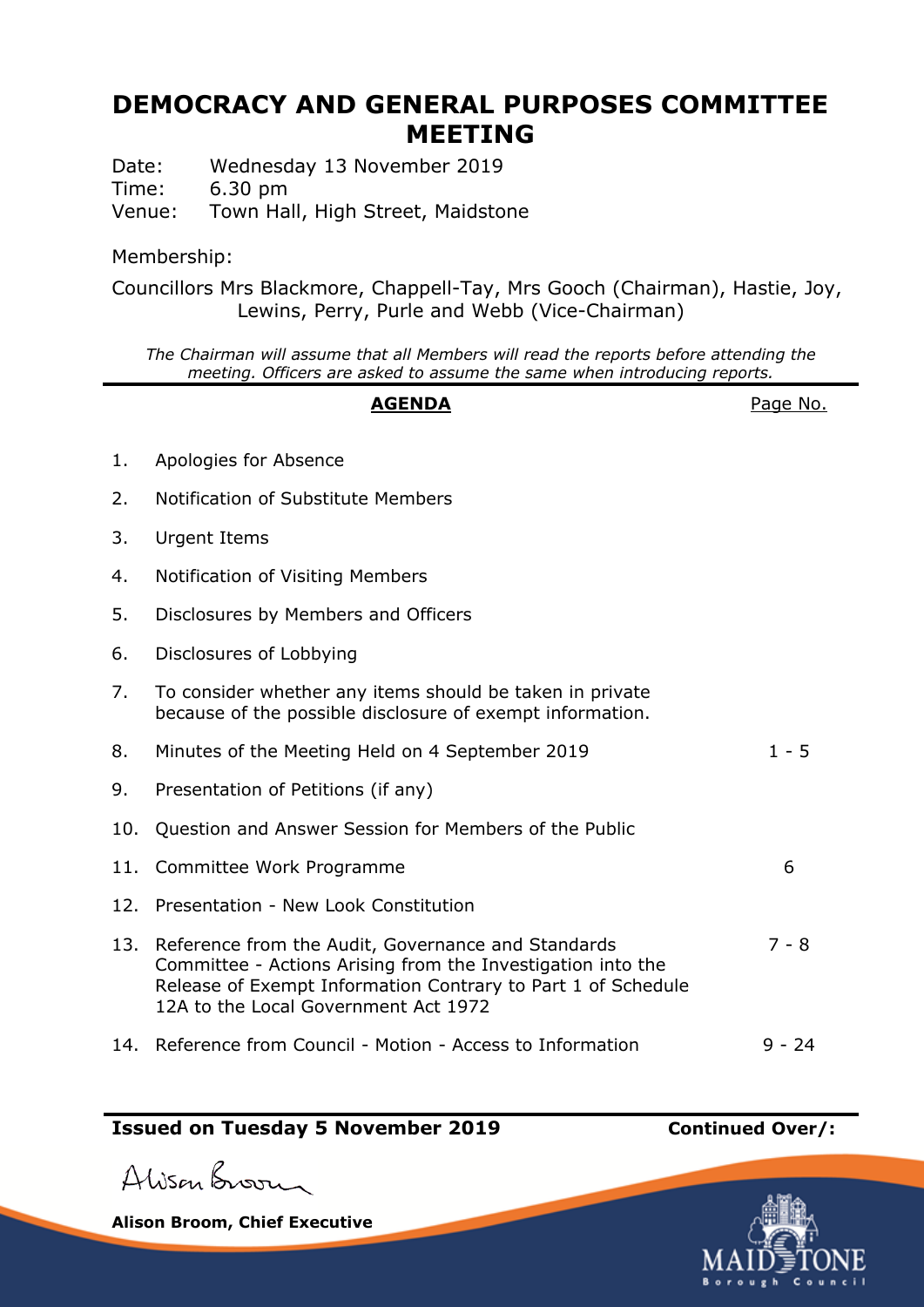# DEMOCRACY AND GENERAL PURPOSES COMMITTEE MEETING

Date: Wednesday 13 November 2019
Time: 6.30 pm
Venue: Town Hall, High Street, Maidstone

Membership:

Councillors Mrs Blackmore, Chappell-Tay, Mrs Gooch (Chairman), Hastie, Joy, Lewins, Perry, Purle and Webb (Vice-Chairman)

*The Chairman will assume that all Members will read the reports before attending the meeting. Officers are asked to assume the same when introducing reports.*

| | **AGENDA** | Page No. |
|---|---|---|
| 1. | Apologies for Absence | |
| 2. | Notification of Substitute Members | |
| 3. | Urgent Items | |
| 4. | Notification of Visiting Members | |
| 5. | Disclosures by Members and Officers | |
| 6. | Disclosures of Lobbying | |
| 7. | To consider whether any items should be taken in private because of the possible disclosure of exempt information. | |
| 8. | Minutes of the Meeting Held on 4 September 2019 | 1 - 5 |
| 9. | Presentation of Petitions (if any) | |
| 10. | Question and Answer Session for Members of the Public | |
| 11. | Committee Work Programme | 6 |
| 12. | Presentation - New Look Constitution | |
| 13. | Reference from the Audit, Governance and Standards Committee - Actions Arising from the Investigation into the Release of Exempt Information Contrary to Part 1 of Schedule 12A to the Local Government Act 1972 | 7 - 8 |
| 14. | Reference from Council - Motion - Access to Information | 9 - 24 |

**Issued on Tuesday 5 November 2019** **Continued Over/:**

Alison Broom

**Alison Broom, Chief Executive**

MAIDSTONE Borough Council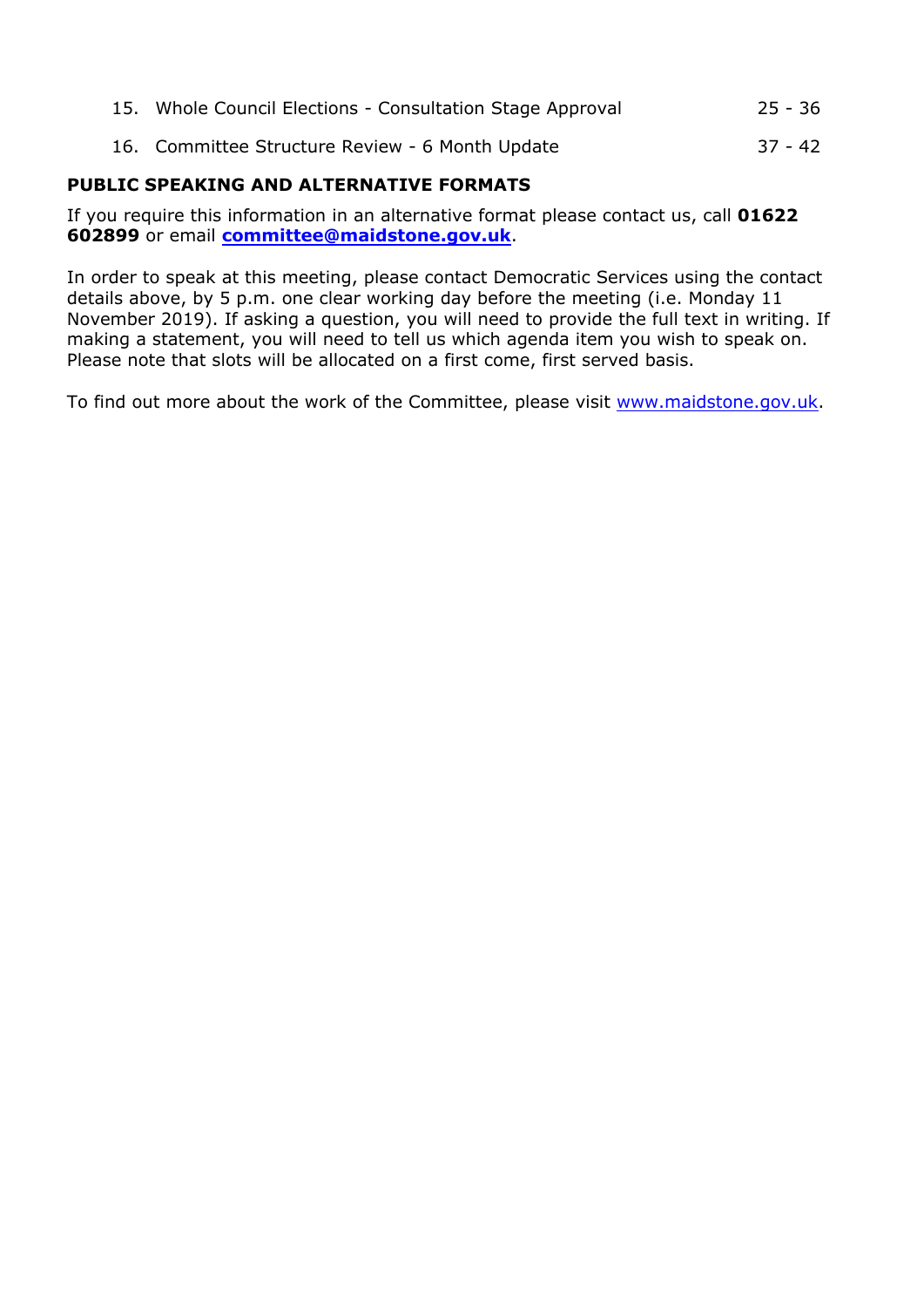15. Whole Council Elections - Consultation Stage Approval 25 - 36

16. Committee Structure Review - 6 Month Update 37 - 42

**PUBLIC SPEAKING AND ALTERNATIVE FORMATS**

If you require this information in an alternative format please contact us, call **01622 602899** or email **committee@maidstone.gov.uk**.

In order to speak at this meeting, please contact Democratic Services using the contact details above, by 5 p.m. one clear working day before the meeting (i.e. Monday 11 November 2019). If asking a question, you will need to provide the full text in writing. If making a statement, you will need to tell us which agenda item you wish to speak on. Please note that slots will be allocated on a first come, first served basis.

To find out more about the work of the Committee, please visit www.maidstone.gov.uk.